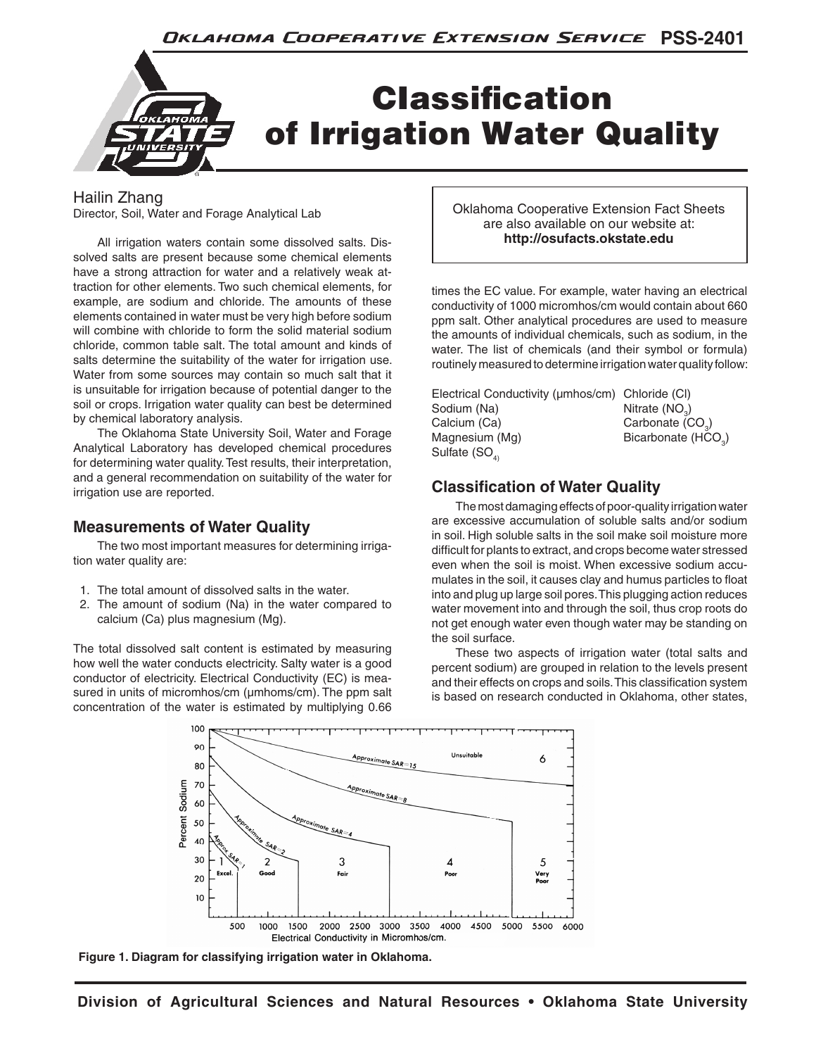# Classification of Irrigation Water Quality

Hailin Zhang
Director, Soil, Water and Forage Analytical Lab

Oklahoma Cooperative Extension Fact Sheets are also available on our website at: **http://osufacts.okstate.edu**

All irrigation waters contain some dissolved salts. Dissolved salts are present because some chemical elements have a strong attraction for water and a relatively weak attraction for other elements. Two such chemical elements, for example, are sodium and chloride. The amounts of these elements contained in water must be very high before sodium will combine with chloride to form the solid material sodium chloride, common table salt. The total amount and kinds of salts determine the suitability of the water for irrigation use. Water from some sources may contain so much salt that it is unsuitable for irrigation because of potential danger to the soil or crops. Irrigation water quality can best be determined by chemical laboratory analysis.

The Oklahoma State University Soil, Water and Forage Analytical Laboratory has developed chemical procedures for determining water quality. Test results, their interpretation, and a general recommendation on suitability of the water for irrigation use are reported.

## Measurements of Water Quality

The two most important measures for determining irrigation water quality are:

1. The total amount of dissolved salts in the water.
2. The amount of sodium (Na) in the water compared to calcium (Ca) plus magnesium (Mg).

The total dissolved salt content is estimated by measuring how well the water conducts electricity. Salty water is a good conductor of electricity. Electrical Conductivity (EC) is measured in units of micromhos/cm (µmhoms/cm). The ppm salt concentration of the water is estimated by multiplying 0.66 times the EC value. For example, water having an electrical conductivity of 1000 micromhos/cm would contain about 660 ppm salt. Other analytical procedures are used to measure the amounts of individual chemicals, such as sodium, in the water. The list of chemicals (and their symbol or formula) routinely measured to determine irrigation water quality follow:

- Electrical Conductivity (µmhos/cm)
- Sodium (Na)
- Calcium (Ca)
- Magnesium (Mg)
- Sulfate ($SO_4$)
- Chloride (Cl)
- Nitrate ($NO_3$)
- Carbonate ($CO_3$)
- Bicarbonate ($HCO_3$)

## Classification of Water Quality

The most damaging effects of poor-quality irrigation water are excessive accumulation of soluble salts and/or sodium in soil. High soluble salts in the soil make soil moisture more difficult for plants to extract, and crops become water stressed even when the soil is moist. When excessive sodium accumulates in the soil, it causes clay and humus particles to float into and plug up large soil pores. This plugging action reduces water movement into and through the soil, thus crop roots do not get enough water even though water may be standing on the soil surface.

These two aspects of irrigation water (total salts and percent sodium) are grouped in relation to the levels present and their effects on crops and soils. This classification system is based on research conducted in Oklahoma, other states,

**Figure 1. Diagram for classifying irrigation water in Oklahoma.**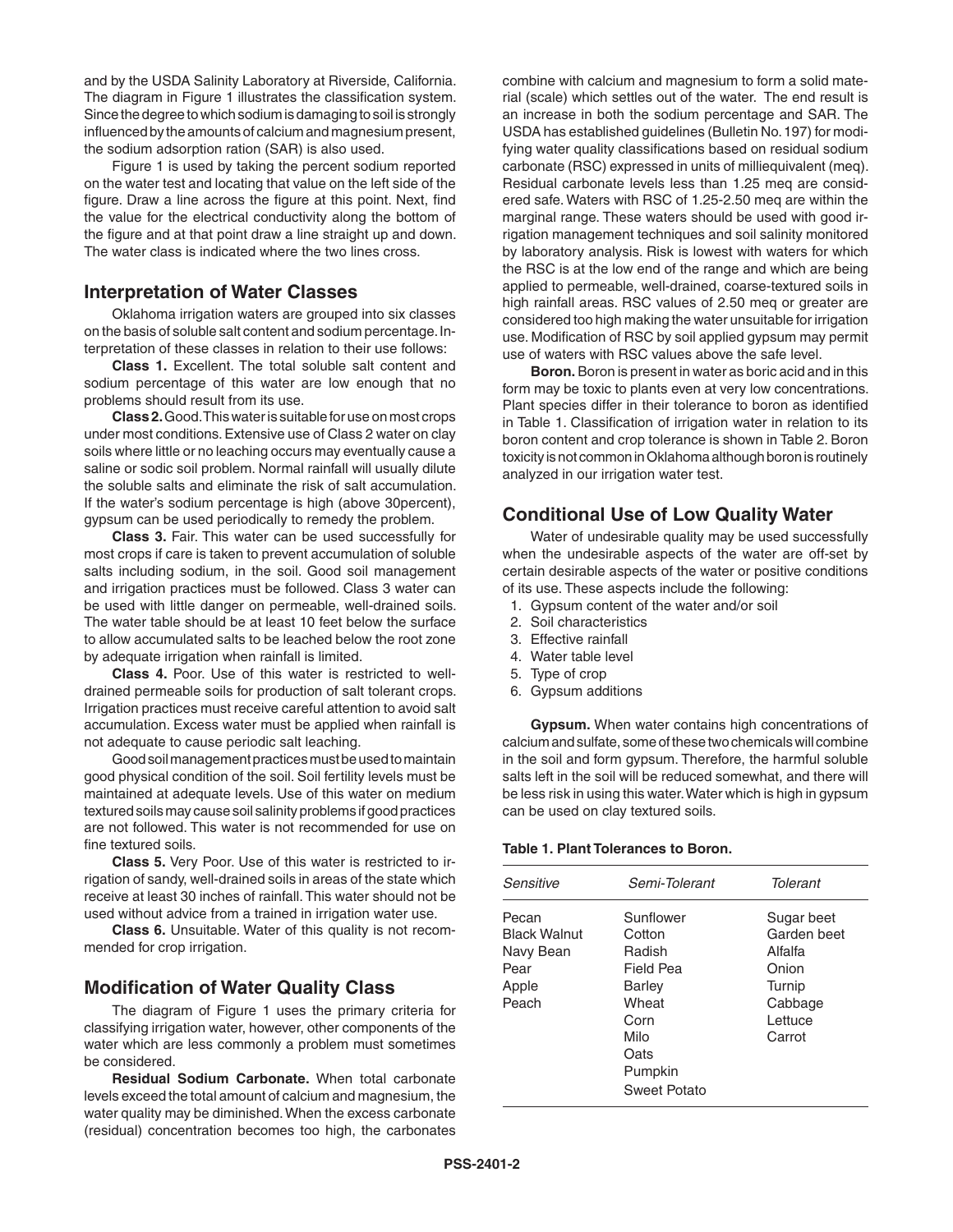and by the USDA Salinity Laboratory at Riverside, California. The diagram in Figure 1 illustrates the classification system. Since the degree to which sodium is damaging to soil is strongly influenced by the amounts of calcium and magnesium present, the sodium adsorption ration (SAR) is also used.

Figure 1 is used by taking the percent sodium reported on the water test and locating that value on the left side of the figure. Draw a line across the figure at this point. Next, find the value for the electrical conductivity along the bottom of the figure and at that point draw a line straight up and down. The water class is indicated where the two lines cross.

## Interpretation of Water Classes

Oklahoma irrigation waters are grouped into six classes on the basis of soluble salt content and sodium percentage. Interpretation of these classes in relation to their use follows:

**Class 1.** Excellent. The total soluble salt content and sodium percentage of this water are low enough that no problems should result from its use.

**Class 2.** Good. This water is suitable for use on most crops under most conditions. Extensive use of Class 2 water on clay soils where little or no leaching occurs may eventually cause a saline or sodic soil problem. Normal rainfall will usually dilute the soluble salts and eliminate the risk of salt accumulation. If the water's sodium percentage is high (above 30percent), gypsum can be used periodically to remedy the problem.

**Class 3.** Fair. This water can be used successfully for most crops if care is taken to prevent accumulation of soluble salts including sodium, in the soil. Good soil management and irrigation practices must be followed. Class 3 water can be used with little danger on permeable, well-drained soils. The water table should be at least 10 feet below the surface to allow accumulated salts to be leached below the root zone by adequate irrigation when rainfall is limited.

**Class 4.** Poor. Use of this water is restricted to well-drained permeable soils for production of salt tolerant crops. Irrigation practices must receive careful attention to avoid salt accumulation. Excess water must be applied when rainfall is not adequate to cause periodic salt leaching.

Good soil management practices must be used to maintain good physical condition of the soil. Soil fertility levels must be maintained at adequate levels. Use of this water on medium textured soils may cause soil salinity problems if good practices are not followed. This water is not recommended for use on fine textured soils.

**Class 5.** Very Poor. Use of this water is restricted to irrigation of sandy, well-drained soils in areas of the state which receive at least 30 inches of rainfall. This water should not be used without advice from a trained in irrigation water use.

**Class 6.** Unsuitable. Water of this quality is not recommended for crop irrigation.

## Modification of Water Quality Class

The diagram of Figure 1 uses the primary criteria for classifying irrigation water, however, other components of the water which are less commonly a problem must sometimes be considered.

**Residual Sodium Carbonate.** When total carbonate levels exceed the total amount of calcium and magnesium, the water quality may be diminished. When the excess carbonate (residual) concentration becomes too high, the carbonates combine with calcium and magnesium to form a solid material (scale) which settles out of the water. The end result is an increase in both the sodium percentage and SAR. The USDA has established guidelines (Bulletin No. 197) for modifying water quality classifications based on residual sodium carbonate (RSC) expressed in units of milliequivalent (meq). Residual carbonate levels less than 1.25 meq are considered safe. Waters with RSC of 1.25-2.50 meq are within the marginal range. These waters should be used with good irrigation management techniques and soil salinity monitored by laboratory analysis. Risk is lowest with waters for which the RSC is at the low end of the range and which are being applied to permeable, well-drained, coarse-textured soils in high rainfall areas. RSC values of 2.50 meq or greater are considered too high making the water unsuitable for irrigation use. Modification of RSC by soil applied gypsum may permit use of waters with RSC values above the safe level.

**Boron.** Boron is present in water as boric acid and in this form may be toxic to plants even at very low concentrations. Plant species differ in their tolerance to boron as identified in Table 1. Classification of irrigation water in relation to its boron content and crop tolerance is shown in Table 2. Boron toxicity is not common in Oklahoma although boron is routinely analyzed in our irrigation water test.

## Conditional Use of Low Quality Water

Water of undesirable quality may be used successfully when the undesirable aspects of the water are off-set by certain desirable aspects of the water or positive conditions of its use. These aspects include the following:

1. Gypsum content of the water and/or soil
2. Soil characteristics
3. Effective rainfall
4. Water table level
5. Type of crop
6. Gypsum additions

**Gypsum.** When water contains high concentrations of calcium and sulfate, some of these two chemicals will combine in the soil and form gypsum. Therefore, the harmful soluble salts left in the soil will be reduced somewhat, and there will be less risk in using this water. Water which is high in gypsum can be used on clay textured soils.

**Table 1. Plant Tolerances to Boron.**

| *Sensitive* | *Semi-Tolerant* | *Tolerant* |
|---|---|---|
| Pecan | Sunflower | Sugar beet |
| Black Walnut | Cotton | Garden beet |
| Navy Bean | Radish | Alfalfa |
| Pear | Field Pea | Onion |
| Apple | Barley | Turnip |
| Peach | Wheat | Cabbage |
| | Corn | Lettuce |
| | Milo | Carrot |
| | Oats | |
| | Pumpkin | |
| | Sweet Potato | |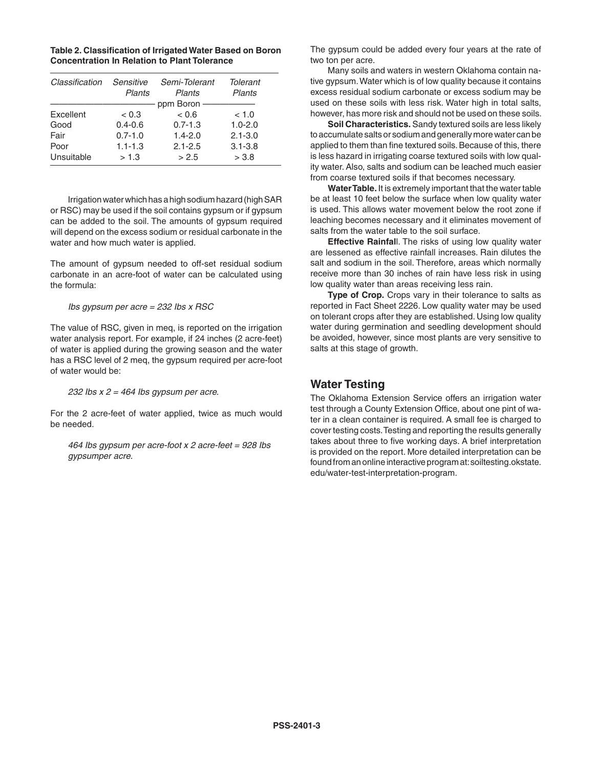**Table 2. Classification of Irrigated Water Based on Boron Concentration In Relation to Plant Tolerance**

| *Classification* | *Sensitive Plants* | *Semi-Tolerant Plants* | *Tolerant Plants* |
|---|---|---|---|
| | | ppm Boron | |
| Excellent | < 0.3 | < 0.6 | < 1.0 |
| Good | 0.4-0.6 | 0.7-1.3 | 1.0-2.0 |
| Fair | 0.7-1.0 | 1.4-2.0 | 2.1-3.0 |
| Poor | 1.1-1.3 | 2.1-2.5 | 3.1-3.8 |
| Unsuitable | > 1.3 | > 2.5 | > 3.8 |

Irrigation water which has a high sodium hazard (high SAR or RSC) may be used if the soil contains gypsum or if gypsum can be added to the soil. The amounts of gypsum required will depend on the excess sodium or residual carbonate in the water and how much water is applied.

The amount of gypsum needed to off-set residual sodium carbonate in an acre-foot of water can be calculated using the formula:

*lbs gypsum per acre = 232 lbs x RSC*

The value of RSC, given in meq, is reported on the irrigation water analysis report. For example, if 24 inches (2 acre-feet) of water is applied during the growing season and the water has a RSC level of 2 meq, the gypsum required per acre-foot of water would be:

*232 lbs x 2 = 464 lbs gypsum per acre.*

For the 2 acre-feet of water applied, twice as much would be needed.

*464 lbs gypsum per acre-foot x 2 acre-feet = 928 lbs gypsumper acre.*

The gypsum could be added every four years at the rate of two ton per acre.

Many soils and waters in western Oklahoma contain native gypsum. Water which is of low quality because it contains excess residual sodium carbonate or excess sodium may be used on these soils with less risk. Water high in total salts, however, has more risk and should not be used on these soils.

**Soil Characteristics.** Sandy textured soils are less likely to accumulate salts or sodium and generally more water can be applied to them than fine textured soils. Because of this, there is less hazard in irrigating coarse textured soils with low quality water. Also, salts and sodium can be leached much easier from coarse textured soils if that becomes necessary.

**Water Table.** It is extremely important that the water table be at least 10 feet below the surface when low quality water is used. This allows water movement below the root zone if leaching becomes necessary and it eliminates movement of salts from the water table to the soil surface.

**Effective Rainfal**l. The risks of using low quality water are lessened as effective rainfall increases. Rain dilutes the salt and sodium in the soil. Therefore, areas which normally receive more than 30 inches of rain have less risk in using low quality water than areas receiving less rain.

**Type of Crop.** Crops vary in their tolerance to salts as reported in Fact Sheet 2226. Low quality water may be used on tolerant crops after they are established. Using low quality water during germination and seedling development should be avoided, however, since most plants are very sensitive to salts at this stage of growth.

## Water Testing

The Oklahoma Extension Service offers an irrigation water test through a County Extension Office, about one pint of water in a clean container is required. A small fee is charged to cover testing costs. Testing and reporting the results generally takes about three to five working days. A brief interpretation is provided on the report. More detailed interpretation can be found from an online interactive program at: soiltesting.okstate.edu/water-test-interpretation-program.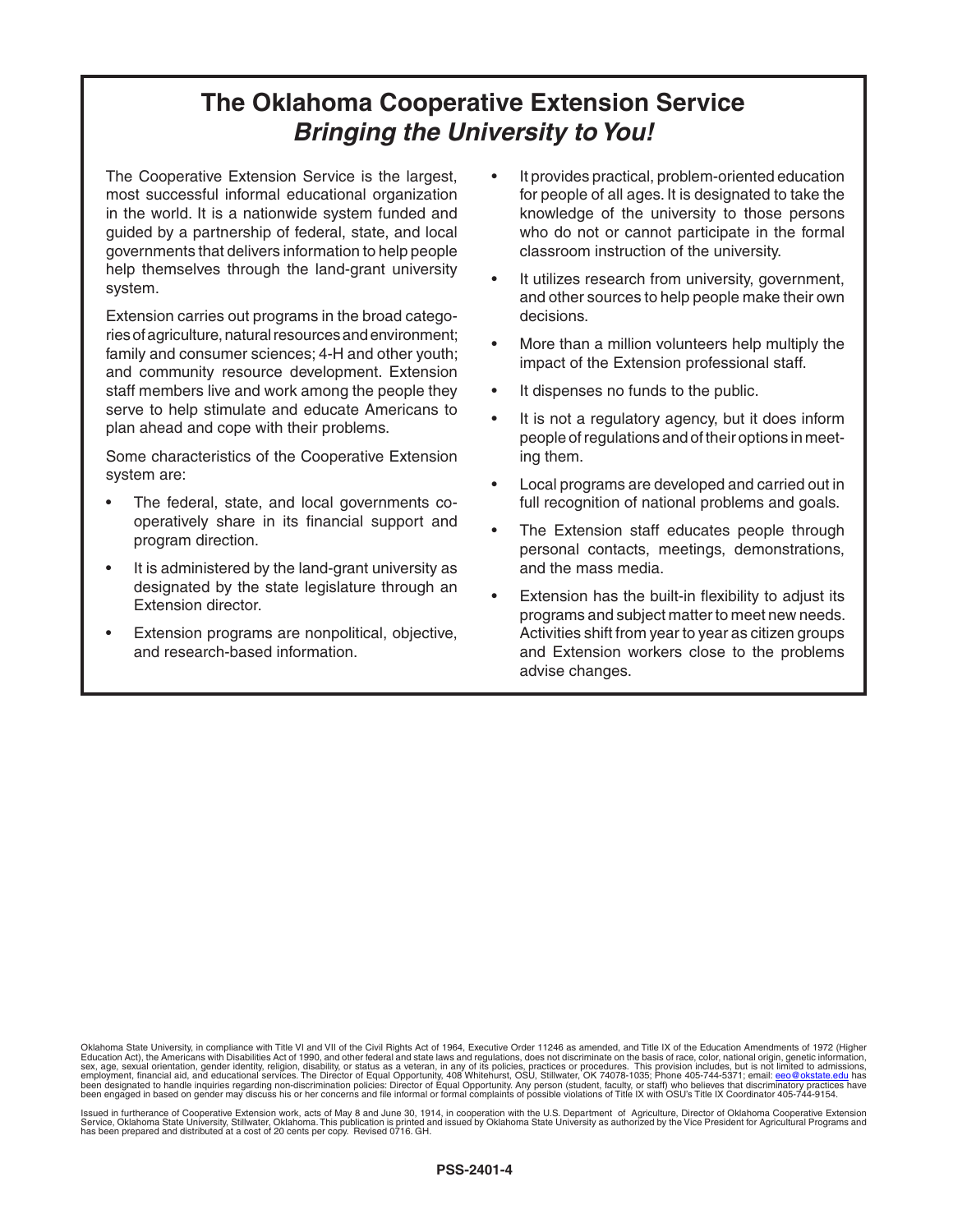# The Oklahoma Cooperative Extension Service

## *Bringing the University to You!*

The Cooperative Extension Service is the largest, most successful informal educational organization in the world. It is a nationwide system funded and guided by a partnership of federal, state, and local governments that delivers information to help people help themselves through the land-grant university system.

Extension carries out programs in the broad categories of agriculture, natural resources and environment; family and consumer sciences; 4-H and other youth; and community resource development. Extension staff members live and work among the people they serve to help stimulate and educate Americans to plan ahead and cope with their problems.

Some characteristics of the Cooperative Extension system are:

- The federal, state, and local governments cooperatively share in its financial support and program direction.
- It is administered by the land-grant university as designated by the state legislature through an Extension director.
- Extension programs are nonpolitical, objective, and research-based information.
- It provides practical, problem-oriented education for people of all ages. It is designated to take the knowledge of the university to those persons who do not or cannot participate in the formal classroom instruction of the university.
- It utilizes research from university, government, and other sources to help people make their own decisions.
- More than a million volunteers help multiply the impact of the Extension professional staff.
- It dispenses no funds to the public.
- It is not a regulatory agency, but it does inform people of regulations and of their options in meeting them.
- Local programs are developed and carried out in full recognition of national problems and goals.
- The Extension staff educates people through personal contacts, meetings, demonstrations, and the mass media.
- Extension has the built-in flexibility to adjust its programs and subject matter to meet new needs. Activities shift from year to year as citizen groups and Extension workers close to the problems advise changes.

Oklahoma State University, in compliance with Title VI and VII of the Civil Rights Act of 1964, Executive Order 11246 as amended, and Title IX of the Education Amendments of 1972 (Higher Education Act), the Americans with Disabilities Act of 1990, and other federal and state laws and regulations, does not discriminate on the basis of race, color, national origin, genetic information, sex, age, sexual orientation, gender identity, religion, disability, or status as a veteran, in any of its policies, practices or procedures. This provision includes, but is not limited to admissions, employment, financial aid, and educational services. The Director of Equal Opportunity, 408 Whitehurst, OSU, Stillwater, OK 74078-1035; Phone 405-744-5371; email: eeo@okstate.edu has been designated to handle inquiries regarding non-discrimination policies: Director of Equal Opportunity. Any person (student, faculty, or staff) who believes that discriminatory practices have been engaged in based on gender may discuss his or her concerns and file informal or formal complaints of possible violations of Title IX with OSU's Title IX Coordinator 405-744-9154.

Issued in furtherance of Cooperative Extension work, acts of May 8 and June 30, 1914, in cooperation with the U.S. Department of Agriculture, Director of Oklahoma Cooperative Extension Service, Oklahoma State University, Stillwater, Oklahoma. This publication is printed and issued by Oklahoma State University as authorized by the Vice President for Agricultural Programs and has been prepared and distributed at a cost of 20 cents per copy. Revised 0716. GH.

**PSS-2401-4**